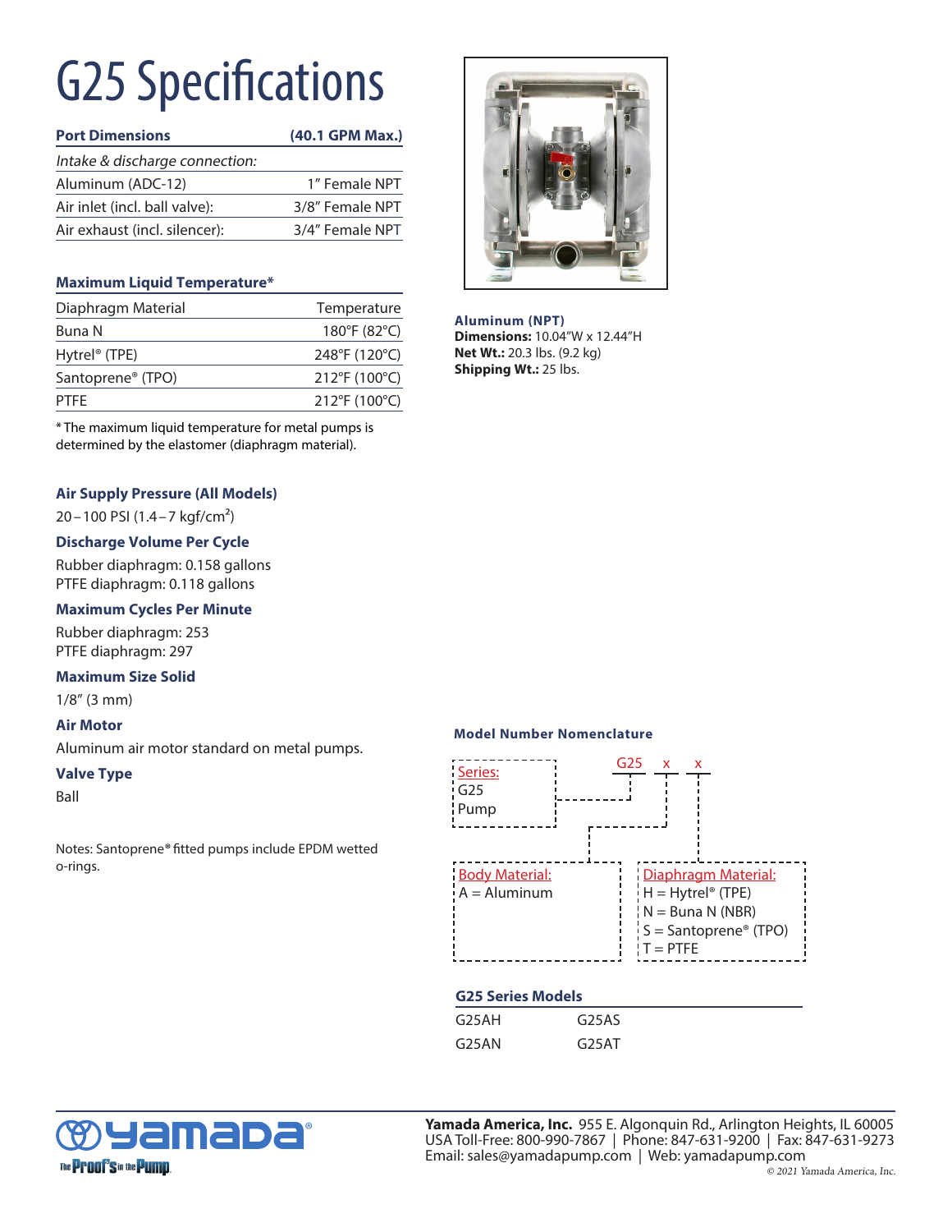# G25 Specifications

| Port Dimensions | (40.1 GPM Max.) |
|---|---|
| *Intake & discharge connection:* | |
| Aluminum (ADC-12) | 1″ Female NPT |
| Air inlet (incl. ball valve): | 3/8″ Female NPT |
| Air exhaust (incl. silencer): | 3/4″ Female NPT |

**Aluminum (NPT)**
**Dimensions:** 10.04″W x 12.44″H
**Net Wt.:** 20.3 lbs. (9.2 kg)
**Shipping Wt.:** 25 lbs.

### Maximum Liquid Temperature*

| Diaphragm Material | Temperature |
|---|---|
| Buna N | 180°F (82°C) |
| Hytrel® (TPE) | 248°F (120°C) |
| Santoprene® (TPO) | 212°F (100°C) |
| PTFE | 212°F (100°C) |

* The maximum liquid temperature for metal pumps is determined by the elastomer (diaphragm material).

### Air Supply Pressure (All Models)

20 – 100 PSI (1.4 – 7 kgf/cm$^2$)

### Discharge Volume Per Cycle

Rubber diaphragm: 0.158 gallons
PTFE diaphragm: 0.118 gallons

### Maximum Cycles Per Minute

Rubber diaphragm: 253
PTFE diaphragm: 297

### Maximum Size Solid

1/8″ (3 mm)

### Air Motor

Aluminum air motor standard on metal pumps.

### Valve Type

Ball

Notes: Santoprene® fitted pumps include EPDM wetted o-rings.

### Model Number Nomenclature

G25 x x

Series:
G25
Pump

Body Material:
A = Aluminum

Diaphragm Material:
H = Hytrel® (TPE)
N = Buna N (NBR)
S = Santoprene® (TPO)
T = PTFE

### G25 Series Models

| | |
|---|---|
| G25AH | G25AS |
| G25AN | G25AT |

**Yamada America, Inc.** 955 E. Algonquin Rd., Arlington Heights, IL 60005
USA Toll-Free: 800-990-7867 | Phone: 847-631-9200 | Fax: 847-631-9273
Email: sales@yamadapump.com | Web: yamadapump.com
© 2021 Yamada America, Inc.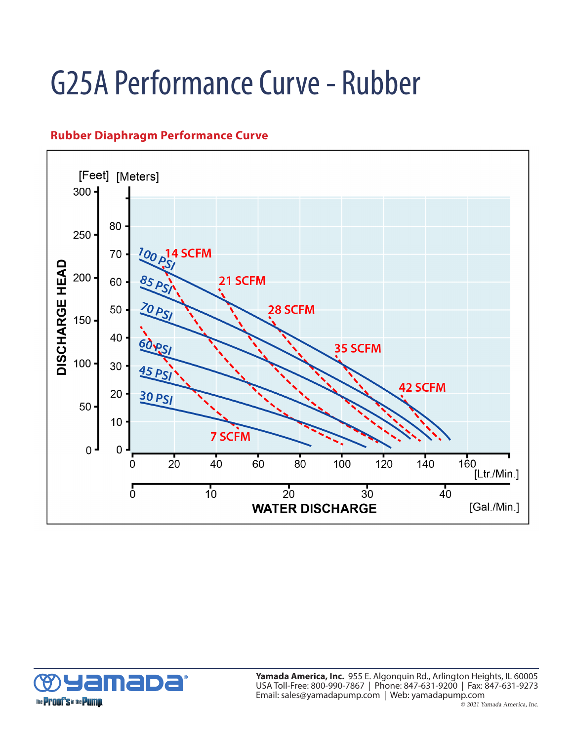# G25A Performance Curve - Rubber

**Rubber Diaphragm Performance Curve**

DISCHARGE HEAD [Feet] [Meters]

WATER DISCHARGE [Ltr./Min.] [Gal./Min.]

100 PSI, 85 PSI, 70 PSI, 60 PSI, 45 PSI, 30 PSI

7 SCFM, 14 SCFM, 21 SCFM, 28 SCFM, 35 SCFM, 42 SCFM

**Yamada America, Inc.** 955 E. Algonquin Rd., Arlington Heights, IL 60005
USA Toll-Free: 800-990-7867 | Phone: 847-631-9200 | Fax: 847-631-9273
Email: sales@yamadapump.com | Web: yamadapump.com

© 2021 Yamada America, Inc.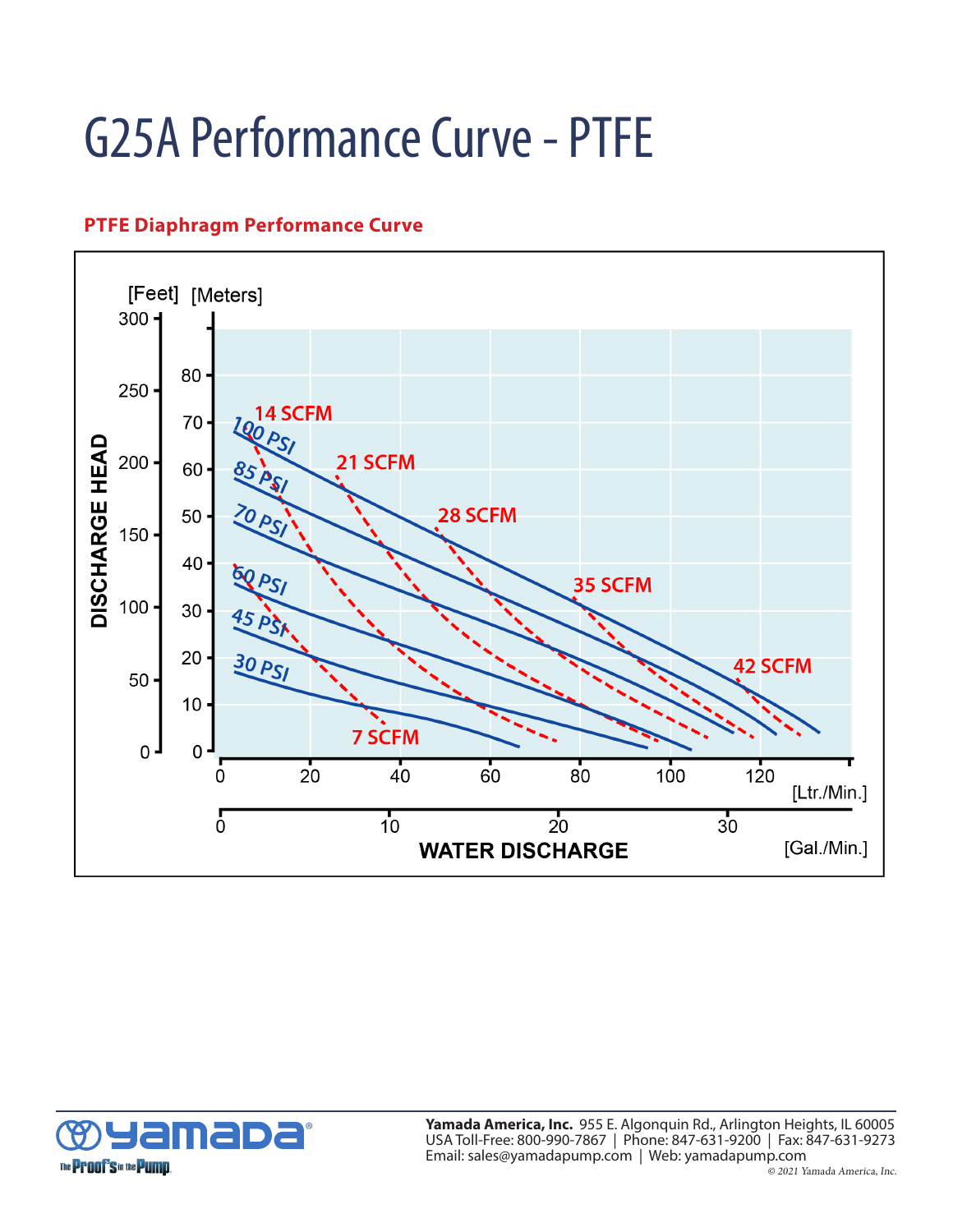# G25A Performance Curve - PTFE

## PTFE Diaphragm Performance Curve

[Feet] [Meters]

DISCHARGE HEAD

Feet: 0, 50, 100, 150, 200, 250, 300

Meters: 0, 10, 20, 30, 40, 50, 60, 70, 80

100 PSI, 85 PSI, 70 PSI, 60 PSI, 45 PSI, 30 PSI

7 SCFM, 14 SCFM, 21 SCFM, 28 SCFM, 35 SCFM, 42 SCFM

[Ltr./Min.]: 0, 20, 40, 60, 80, 100, 120

[Gal./Min.]: 0, 10, 20, 30

WATER DISCHARGE

**Yamada America, Inc.** 955 E. Algonquin Rd., Arlington Heights, IL 60005
USA Toll-Free: 800-990-7867 | Phone: 847-631-9200 | Fax: 847-631-9273
Email: sales@yamadapump.com | Web: yamadapump.com

*© 2021 Yamada America, Inc.*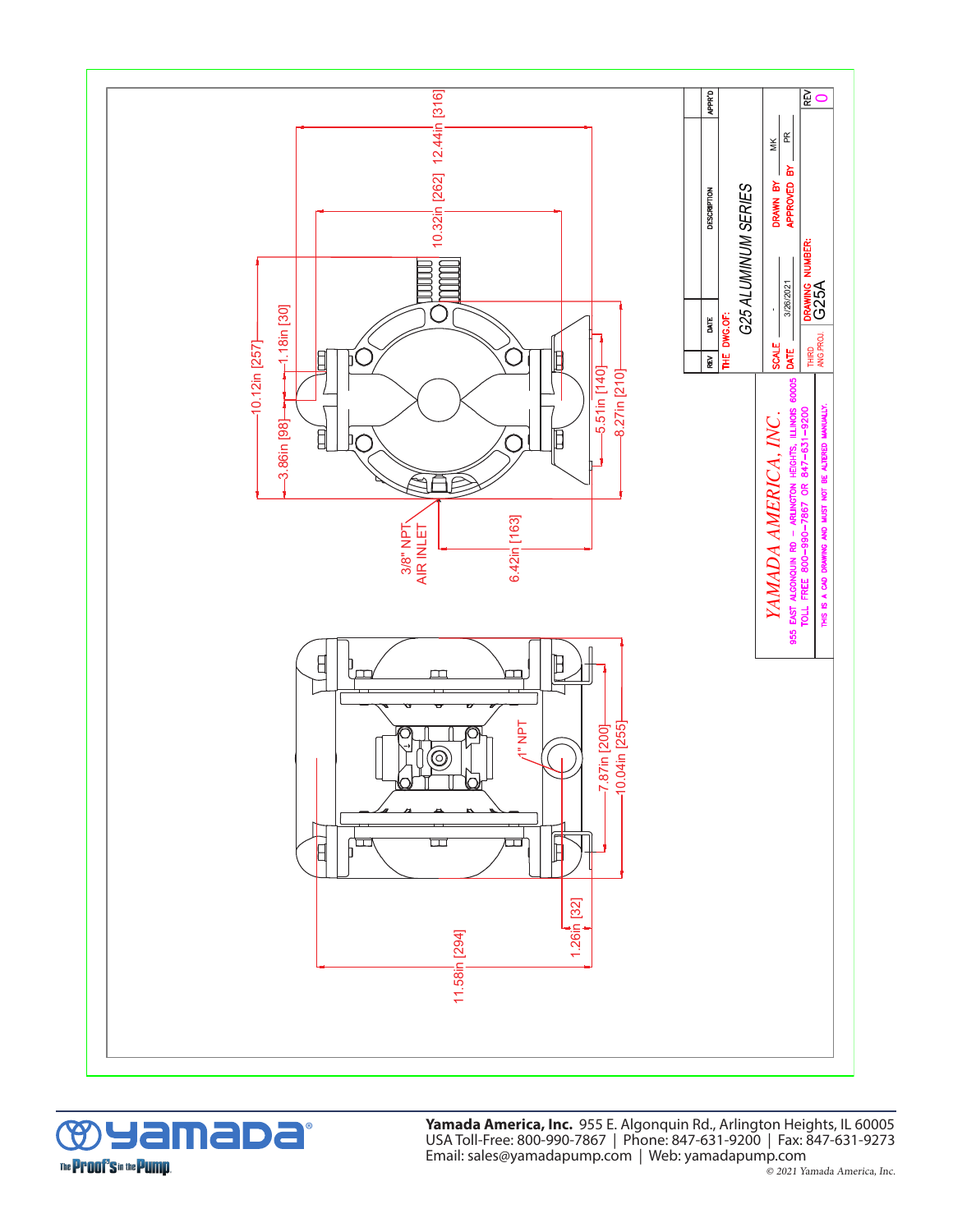10.32in [262]

12.44in [316]

10.12in [257]

1.18in [30]

3.86in [98]

5.51in [140]

8.27in [210]

3/8" NPT AIR INLET

6.42in [163]

1" NPT

7.87in [200]

10.04in [255]

1.26in [32]

11.58in [294]

| REV | DATE | DESCRIPTION | APPR'D |
|---|---|---|---|

THE DWG.OF:

G25 ALUMINUM SERIES

| SCALE | - | DRAWN BY | MK |
|---|---|---|---|
| DATE | 3/26/2021 | APPROVED BY | PR |

THIRD ANG.PROJ. | DRAWING NUMBER: G25A | REV 0

*YAMADA AMERICA, INC.*

955 EAST ALGONQUIN RD - ARLINGTON HEIGHTS, ILLINOIS 60005
TOLL FREE 800-990-7867 OR 847-631-9200

THIS IS A CAD DRAWING AND MUST NOT BE ALTERED MANUALLY.

yamada® The Proof's in the Pump

**Yamada America, Inc.** 955 E. Algonquin Rd., Arlington Heights, IL 60005
USA Toll-Free: 800-990-7867 | Phone: 847-631-9200 | Fax: 847-631-9273
Email: sales@yamadapump.com | Web: yamadapump.com

*© 2021 Yamada America, Inc.*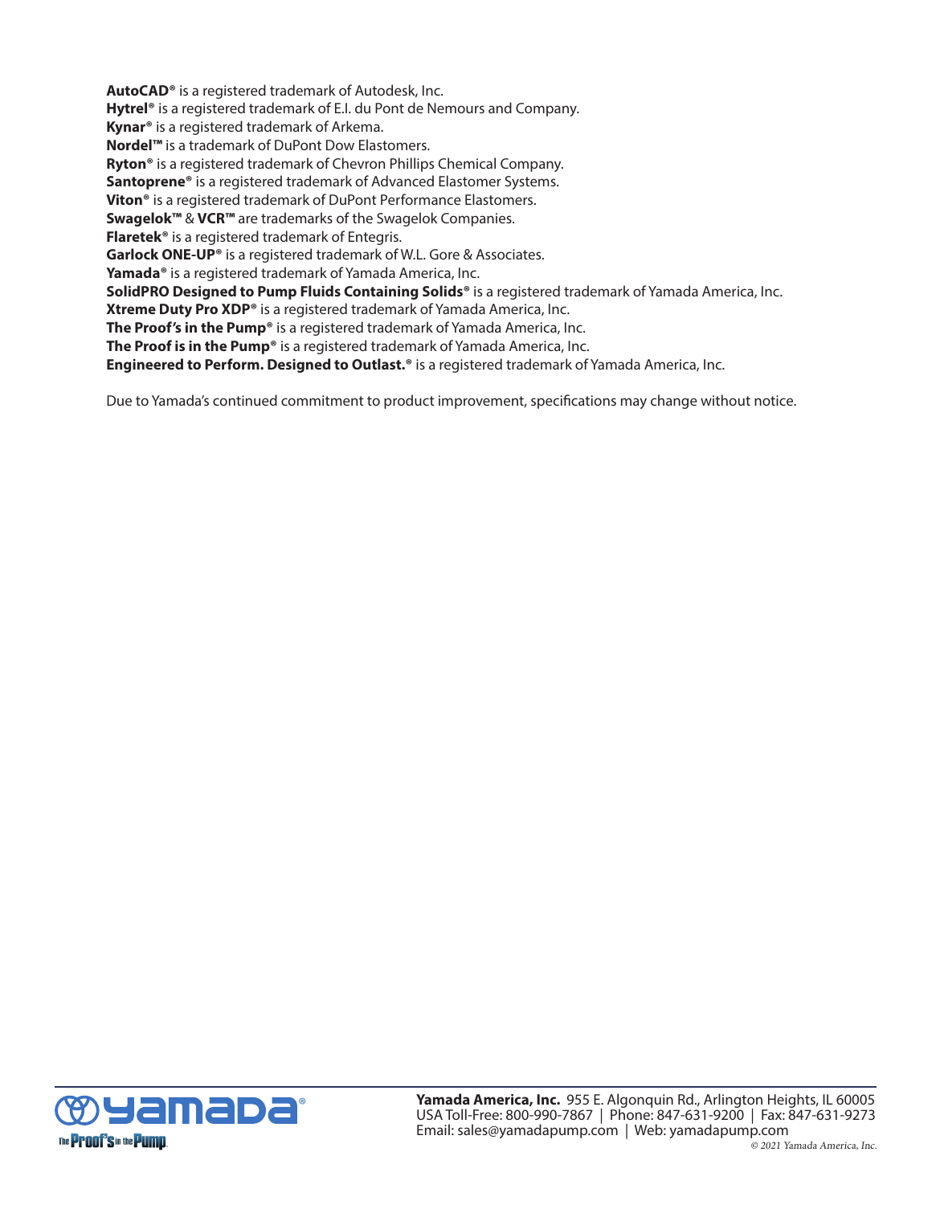**AutoCAD®** is a registered trademark of Autodesk, Inc.
**Hytrel®** is a registered trademark of E.I. du Pont de Nemours and Company.
**Kynar®** is a registered trademark of Arkema.
**Nordel™** is a trademark of DuPont Dow Elastomers.
**Ryton®** is a registered trademark of Chevron Phillips Chemical Company.
**Santoprene®** is a registered trademark of Advanced Elastomer Systems.
**Viton®** is a registered trademark of DuPont Performance Elastomers.
**Swagelok™** & **VCR™** are trademarks of the Swagelok Companies.
**Flaretek®** is a registered trademark of Entegris.
**Garlock ONE-UP®** is a registered trademark of W.L. Gore & Associates.
**Yamada®** is a registered trademark of Yamada America, Inc.
**SolidPRO Designed to Pump Fluids Containing Solids®** is a registered trademark of Yamada America, Inc.
**Xtreme Duty Pro XDP®** is a registered trademark of Yamada America, Inc.
**The Proof's in the Pump®** is a registered trademark of Yamada America, Inc.
**The Proof is in the Pump®** is a registered trademark of Yamada America, Inc.
**Engineered to Perform. Designed to Outlast.®** is a registered trademark of Yamada America, Inc.

Due to Yamada's continued commitment to product improvement, specifications may change without notice.

yamada®
The Proof's in the Pump

**Yamada America, Inc.** 955 E. Algonquin Rd., Arlington Heights, IL 60005
USA Toll-Free: 800-990-7867 | Phone: 847-631-9200 | Fax: 847-631-9273
Email: sales@yamadapump.com | Web: yamadapump.com

*© 2021 Yamada America, Inc.*